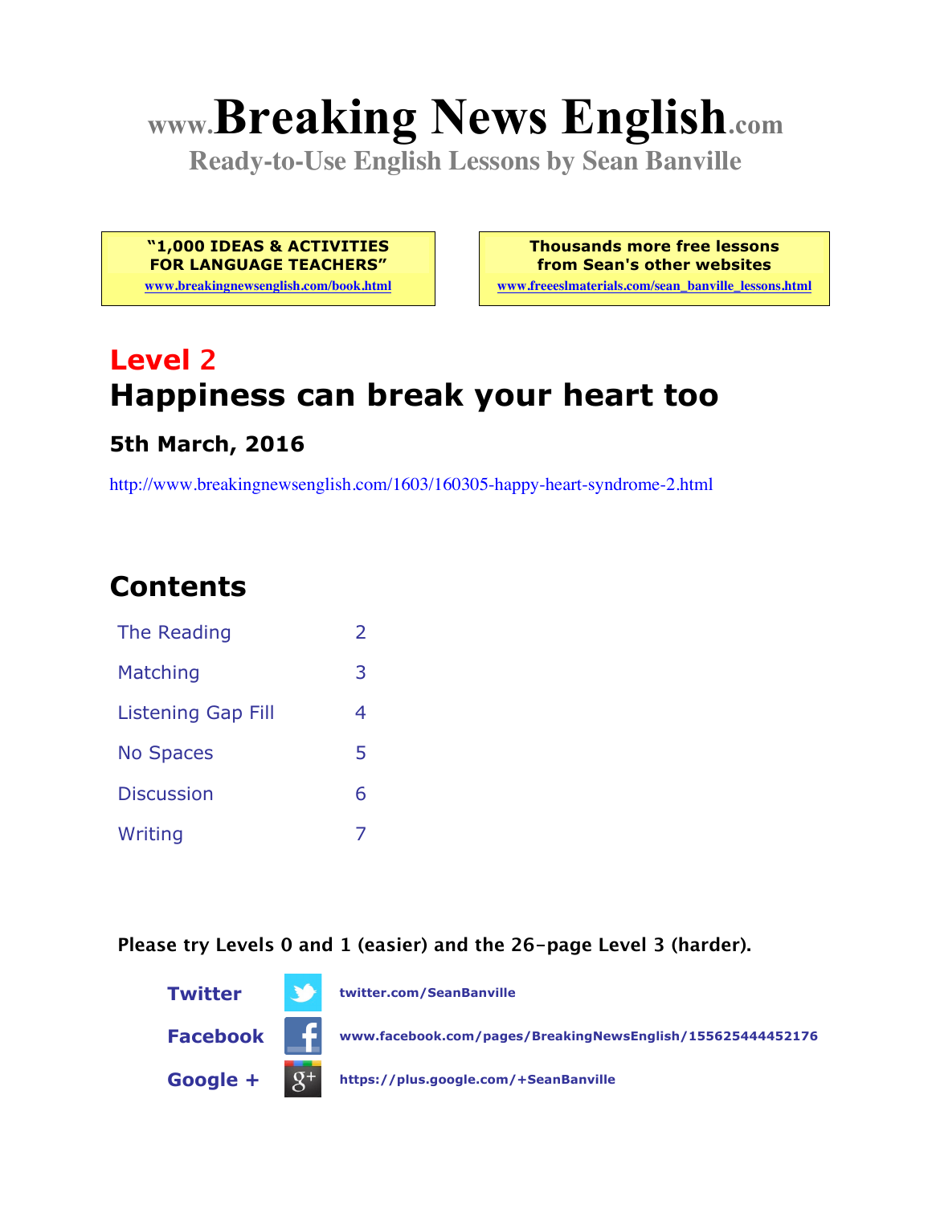# www.Breaking News English.com

**Ready-to-Use English Lessons by Sean Banville**

**"1,000 IDEAS & ACTIVITIES FOR LANGUAGE TEACHERS"**
www.breakingnewsenglish.com/book.html

**Thousands more free lessons from Sean's other websites**
www.freeeslmaterials.com/sean_banville_lessons.html

## Level 2

## Happiness can break your heart too

### 5th March, 2016

http://www.breakingnewsenglish.com/1603/160305-happy-heart-syndrome-2.html

## Contents

| | |
|---|---|
| The Reading | 2 |
| Matching | 3 |
| Listening Gap Fill | 4 |
| No Spaces | 5 |
| Discussion | 6 |
| Writing | 7 |

**Please try Levels 0 and 1 (easier) and the 26-page Level 3 (harder).**

**Twitter** twitter.com/SeanBanville

**Facebook** www.facebook.com/pages/BreakingNewsEnglish/155625444452176

**Google +** https://plus.google.com/+SeanBanville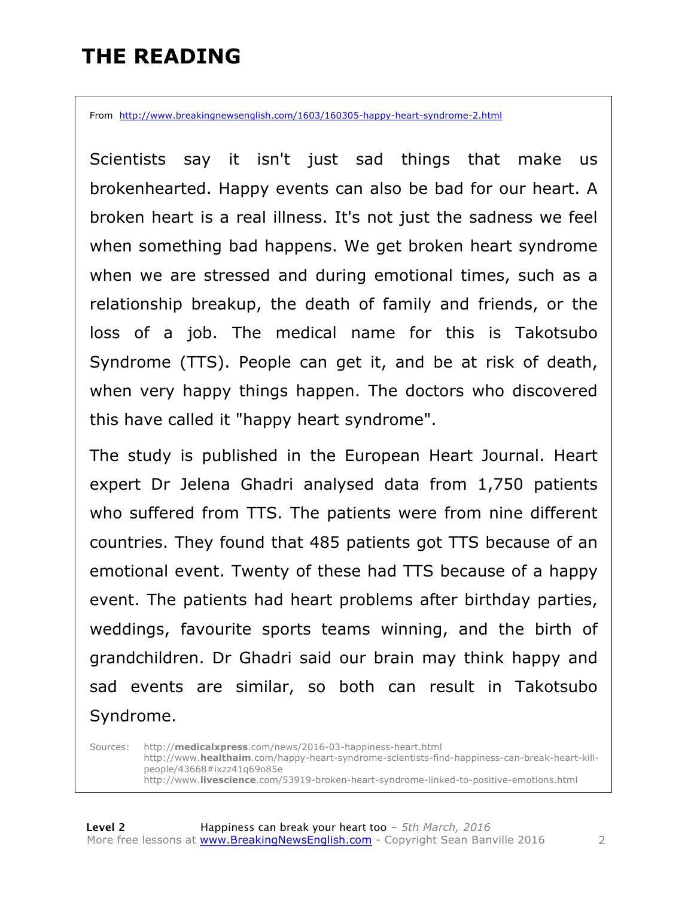# THE READING

From http://www.breakingnewsenglish.com/1603/160305-happy-heart-syndrome-2.html

Scientists say it isn't just sad things that make us brokenhearted. Happy events can also be bad for our heart. A broken heart is a real illness. It's not just the sadness we feel when something bad happens. We get broken heart syndrome when we are stressed and during emotional times, such as a relationship breakup, the death of family and friends, or the loss of a job. The medical name for this is Takotsubo Syndrome (TTS). People can get it, and be at risk of death, when very happy things happen. The doctors who discovered this have called it "happy heart syndrome".

The study is published in the European Heart Journal. Heart expert Dr Jelena Ghadri analysed data from 1,750 patients who suffered from TTS. The patients were from nine different countries. They found that 485 patients got TTS because of an emotional event. Twenty of these had TTS because of a happy event. The patients had heart problems after birthday parties, weddings, favourite sports teams winning, and the birth of grandchildren. Dr Ghadri said our brain may think happy and sad events are similar, so both can result in Takotsubo Syndrome.

Sources: http://**medicalxpress**.com/news/2016-03-happiness-heart.html
http://www.**healthaim**.com/happy-heart-syndrome-scientists-find-happiness-can-break-heart-kill-people/43668#ixzz41q69o85e
http://www.**livescience**.com/53919-broken-heart-syndrome-linked-to-positive-emotions.html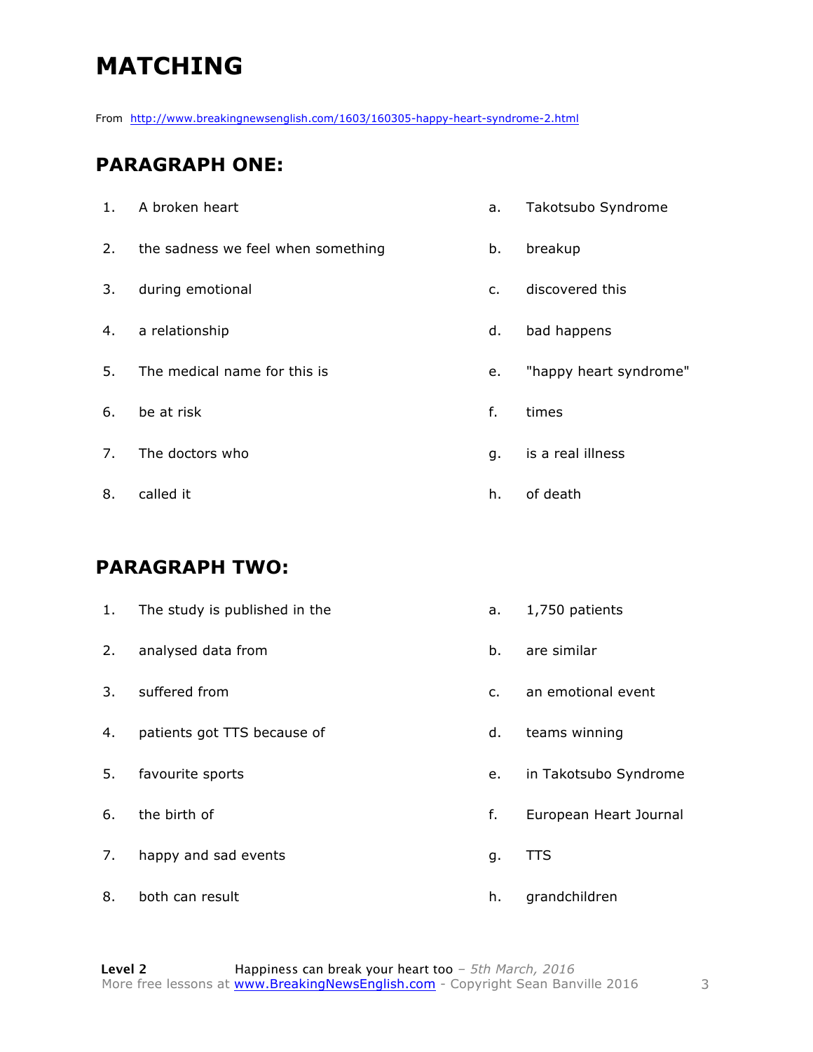# MATCHING

From http://www.breakingnewsenglish.com/1603/160305-happy-heart-syndrome-2.html

## PARAGRAPH ONE:

| | | | |
|---|---|---|---|
| 1. | A broken heart | a. | Takotsubo Syndrome |
| 2. | the sadness we feel when something | b. | breakup |
| 3. | during emotional | c. | discovered this |
| 4. | a relationship | d. | bad happens |
| 5. | The medical name for this is | e. | "happy heart syndrome" |
| 6. | be at risk | f. | times |
| 7. | The doctors who | g. | is a real illness |
| 8. | called it | h. | of death |

## PARAGRAPH TWO:

| | | | |
|---|---|---|---|
| 1. | The study is published in the | a. | 1,750 patients |
| 2. | analysed data from | b. | are similar |
| 3. | suffered from | c. | an emotional event |
| 4. | patients got TTS because of | d. | teams winning |
| 5. | favourite sports | e. | in Takotsubo Syndrome |
| 6. | the birth of | f. | European Heart Journal |
| 7. | happy and sad events | g. | TTS |
| 8. | both can result | h. | grandchildren |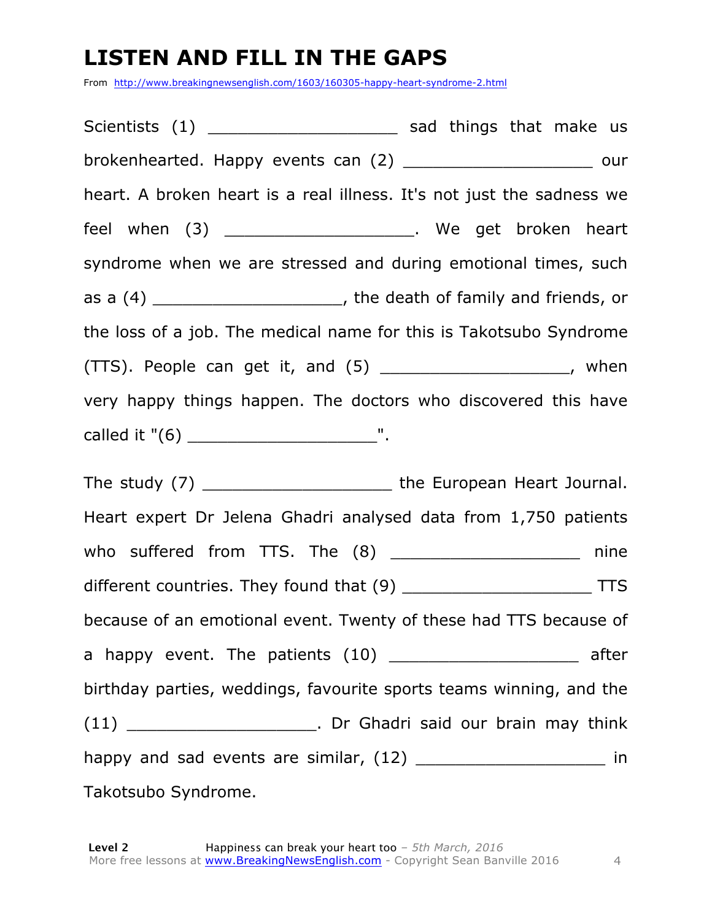# LISTEN AND FILL IN THE GAPS

From http://www.breakingnewsenglish.com/1603/160305-happy-heart-syndrome-2.html

Scientists (1) ___________________ sad things that make us brokenhearted. Happy events can (2) ___________________ our heart. A broken heart is a real illness. It's not just the sadness we feel when (3) ___________________. We get broken heart syndrome when we are stressed and during emotional times, such as a (4) ___________________, the death of family and friends, or the loss of a job. The medical name for this is Takotsubo Syndrome (TTS). People can get it, and (5) ___________________, when very happy things happen. The doctors who discovered this have called it "(6) ___________________".

The study (7) ___________________ the European Heart Journal. Heart expert Dr Jelena Ghadri analysed data from 1,750 patients who suffered from TTS. The (8) ___________________ nine different countries. They found that (9) ___________________ TTS because of an emotional event. Twenty of these had TTS because of a happy event. The patients (10) ___________________ after birthday parties, weddings, favourite sports teams winning, and the (11) ___________________. Dr Ghadri said our brain may think happy and sad events are similar, (12) ___________________ in Takotsubo Syndrome.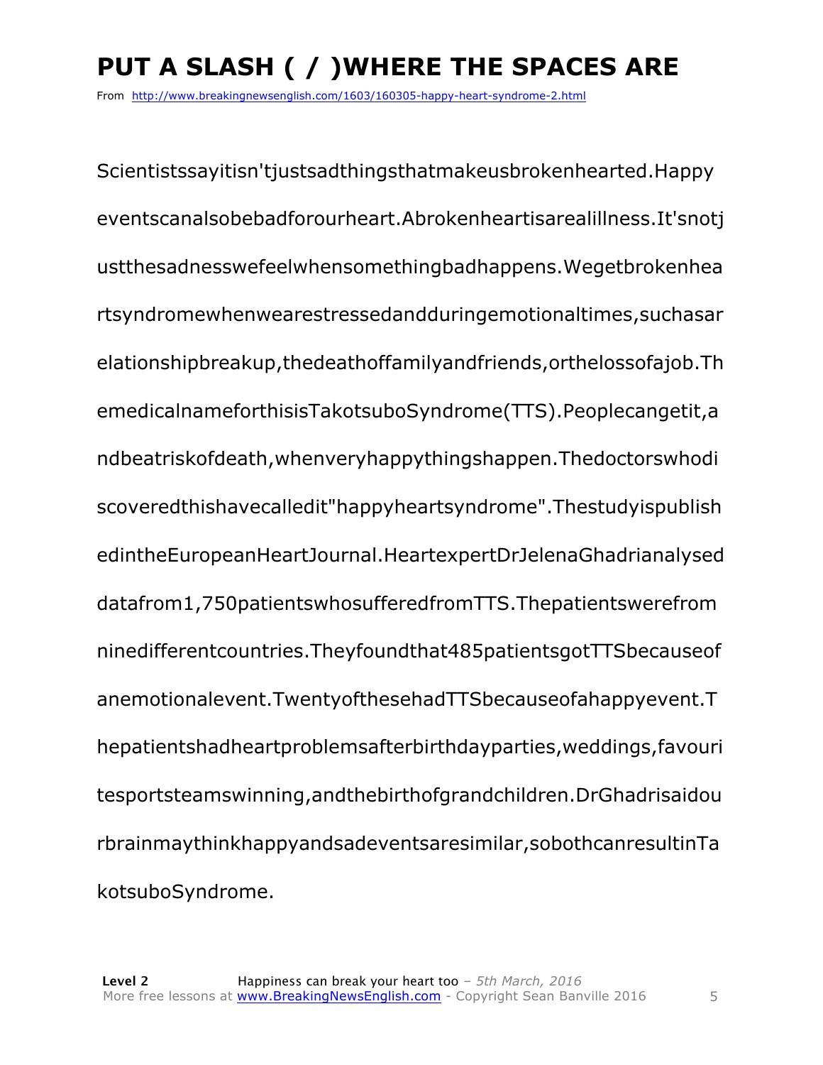# PUT A SLASH ( / )WHERE THE SPACES ARE

From http://www.breakingnewsenglish.com/1603/160305-happy-heart-syndrome-2.html

Scientistssayitisn'tjustsadthingsthatmakeusbrokenhearted.Happy eventscanalsobebadforourheart.Abrokenheartisarealillness.It'snotj ustthesadnesswefeelwhensomethingbadhappens.Wegetbrokenhea rtsyndromewhenwearestressedandduringemotionaltimes,suchasar elationshipbreakup,thedeathoffamilyandfriends,orthelossofajob.Th emedicalnameforthisisTakotsuboSyndrome(TTS).Peoplecangetit,a ndbeatriskofdeath,whenveryhappythingshappen.Thedoctorswhodi scoveredthishavecalledit"happyheartsyndrome".Thestudyispublish edintheEuropeanHeartJournal.HeartexpertDrJelenaGhadrianalysed datafrom1,750patientswhosufferedfromTTS.Thepatientswerefrom ninedifferentcountries.Theyfoundthat485patientsgotTTSbecauseof anemotionalevent.TwentyofthesehadTTSbecauseofahappyevent.T hepatientshadheartproblemsafterbirthdayparties,weddings,favouri tesportsteamswinning,andthebirthofgrandchildren.DrGhadrisaidou rbrainmaythinkhappyandsadeventsaresimilar,sobothcanresultinTa kotsuboSyndrome.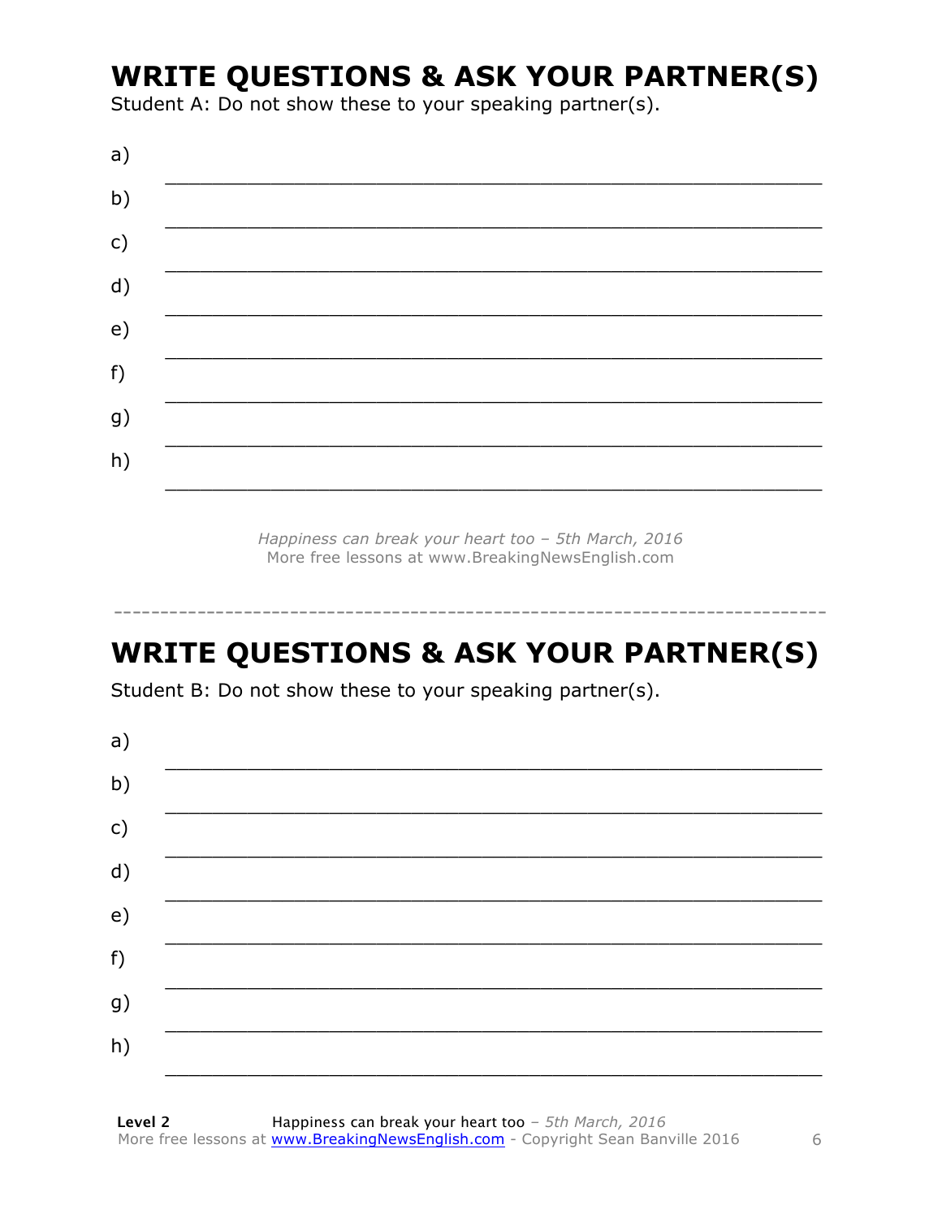## WRITE QUESTIONS & ASK YOUR PARTNER(S)

Student A: Do not show these to your speaking partner(s).

a) ___________________________________________________________

b) ___________________________________________________________

c) ___________________________________________________________

d) ___________________________________________________________

e) ___________________________________________________________

f) ___________________________________________________________

g) ___________________________________________________________

h) ___________________________________________________________

*Happiness can break your heart too – 5th March, 2016*
More free lessons at www.BreakingNewsEnglish.com

---

## WRITE QUESTIONS & ASK YOUR PARTNER(S)

Student B: Do not show these to your speaking partner(s).

a) ___________________________________________________________

b) ___________________________________________________________

c) ___________________________________________________________

d) ___________________________________________________________

e) ___________________________________________________________

f) ___________________________________________________________

g) ___________________________________________________________

h) ___________________________________________________________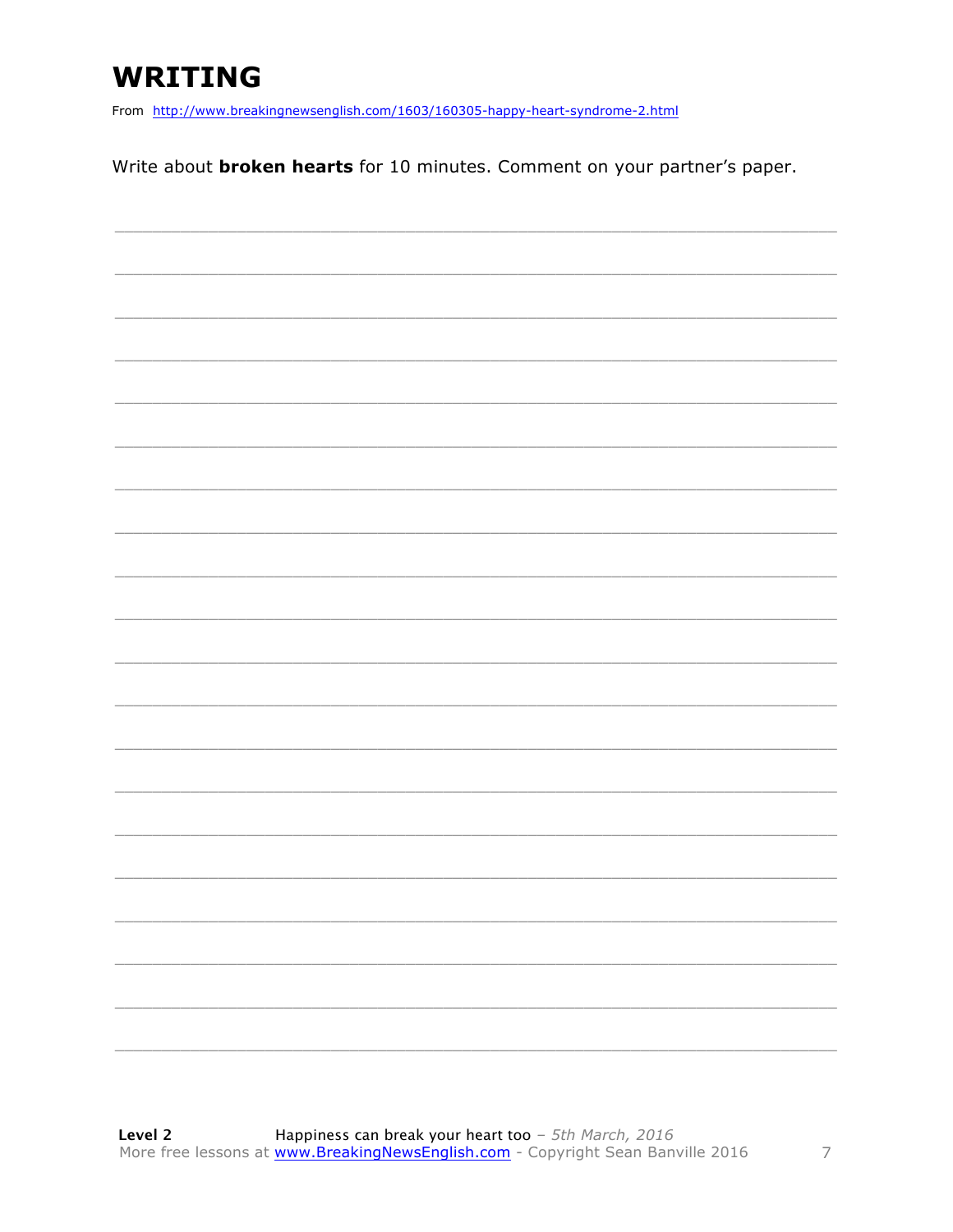# WRITING

From http://www.breakingnewsenglish.com/1603/160305-happy-heart-syndrome-2.html

Write about **broken hearts** for 10 minutes. Comment on your partner's paper.